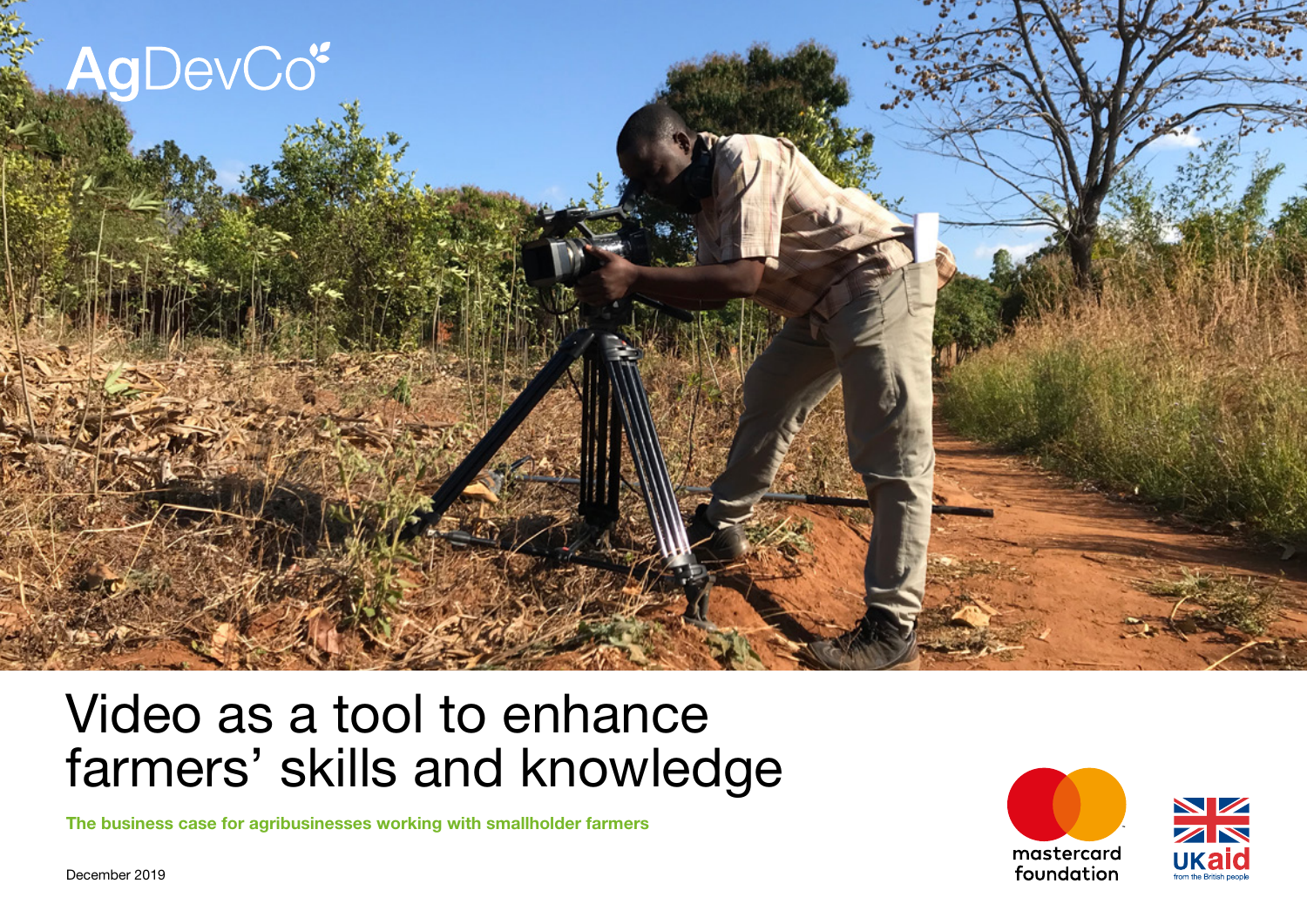AgDevCo

# Video as a tool to enhance farmers' skills and knowledge

**The business case for agribusinesses working with smallholder farmers**

December 2019

mastercard foundation

UKaid from the British people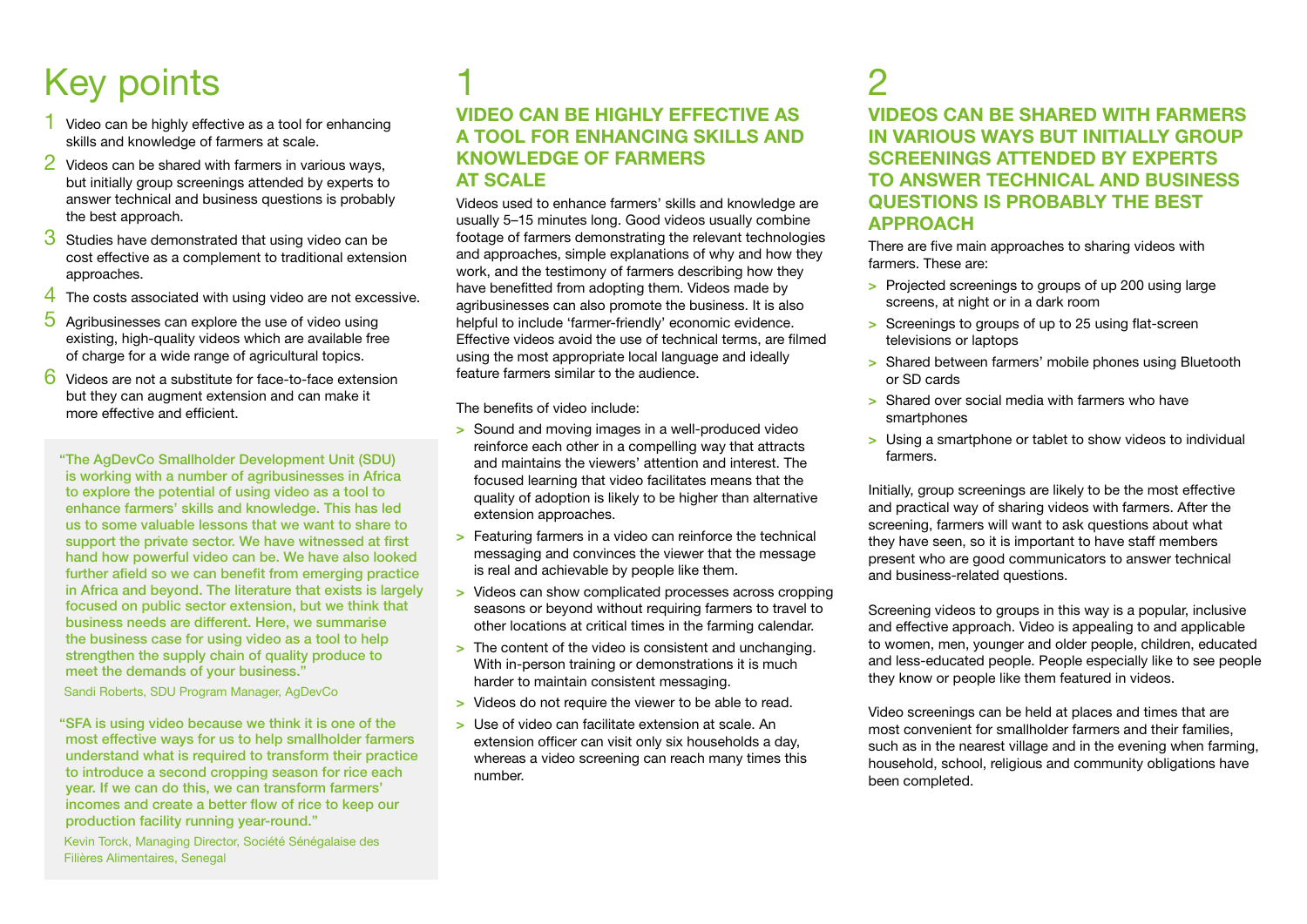# Key points

1. Video can be highly effective as a tool for enhancing skills and knowledge of farmers at scale.
2. Videos can be shared with farmers in various ways, but initially group screenings attended by experts to answer technical and business questions is probably the best approach.
3. Studies have demonstrated that using video can be cost effective as a complement to traditional extension approaches.
4. The costs associated with using video are not excessive.
5. Agribusinesses can explore the use of video using existing, high-quality videos which are available free of charge for a wide range of agricultural topics.
6. Videos are not a substitute for face-to-face extension but they can augment extension and can make it more effective and efficient.

> **"The AgDevCo Smallholder Development Unit (SDU) is working with a number of agribusinesses in Africa to explore the potential of using video as a tool to enhance farmers' skills and knowledge. This has led us to some valuable lessons that we want to share to support the private sector. We have witnessed at first hand how powerful video can be. We have also looked further afield so we can benefit from emerging practice in Africa and beyond. The literature that exists is largely focused on public sector extension, but we think that business needs are different. Here, we summarise the business case for using video as a tool to help strengthen the supply chain of quality produce to meet the demands of your business."**
>
> Sandi Roberts, SDU Program Manager, AgDevCo

> **"SFA is using video because we think it is one of the most effective ways for us to help smallholder farmers understand what is required to transform their practice to introduce a second cropping season for rice each year. If we can do this, we can transform farmers' incomes and create a better flow of rice to keep our production facility running year-round."**
>
> Kevin Torck, Managing Director, Société Sénégalaise des Filières Alimentaires, Senegal

## 1

## VIDEO CAN BE HIGHLY EFFECTIVE AS A TOOL FOR ENHANCING SKILLS AND KNOWLEDGE OF FARMERS AT SCALE

Videos used to enhance farmers' skills and knowledge are usually 5–15 minutes long. Good videos usually combine footage of farmers demonstrating the relevant technologies and approaches, simple explanations of why and how they work, and the testimony of farmers describing how they have benefitted from adopting them. Videos made by agribusinesses can also promote the business. It is also helpful to include 'farmer-friendly' economic evidence. Effective videos avoid the use of technical terms, are filmed using the most appropriate local language and ideally feature farmers similar to the audience.

The benefits of video include:

- Sound and moving images in a well-produced video reinforce each other in a compelling way that attracts and maintains the viewers' attention and interest. The focused learning that video facilitates means that the quality of adoption is likely to be higher than alternative extension approaches.
- Featuring farmers in a video can reinforce the technical messaging and convinces the viewer that the message is real and achievable by people like them.
- Videos can show complicated processes across cropping seasons or beyond without requiring farmers to travel to other locations at critical times in the farming calendar.
- The content of the video is consistent and unchanging. With in-person training or demonstrations it is much harder to maintain consistent messaging.
- Videos do not require the viewer to be able to read.
- Use of video can facilitate extension at scale. An extension officer can visit only six households a day, whereas a video screening can reach many times this number.

## 2

## VIDEOS CAN BE SHARED WITH FARMERS IN VARIOUS WAYS BUT INITIALLY GROUP SCREENINGS ATTENDED BY EXPERTS TO ANSWER TECHNICAL AND BUSINESS QUESTIONS IS PROBABLY THE BEST APPROACH

There are five main approaches to sharing videos with farmers. These are:

- Projected screenings to groups of up 200 using large screens, at night or in a dark room
- Screenings to groups of up to 25 using flat-screen televisions or laptops
- Shared between farmers' mobile phones using Bluetooth or SD cards
- Shared over social media with farmers who have smartphones
- Using a smartphone or tablet to show videos to individual farmers.

Initially, group screenings are likely to be the most effective and practical way of sharing videos with farmers. After the screening, farmers will want to ask questions about what they have seen, so it is important to have staff members present who are good communicators to answer technical and business-related questions.

Screening videos to groups in this way is a popular, inclusive and effective approach. Video is appealing to and applicable to women, men, younger and older people, children, educated and less-educated people. People especially like to see people they know or people like them featured in videos.

Video screenings can be held at places and times that are most convenient for smallholder farmers and their families, such as in the nearest village and in the evening when farming, household, school, religious and community obligations have been completed.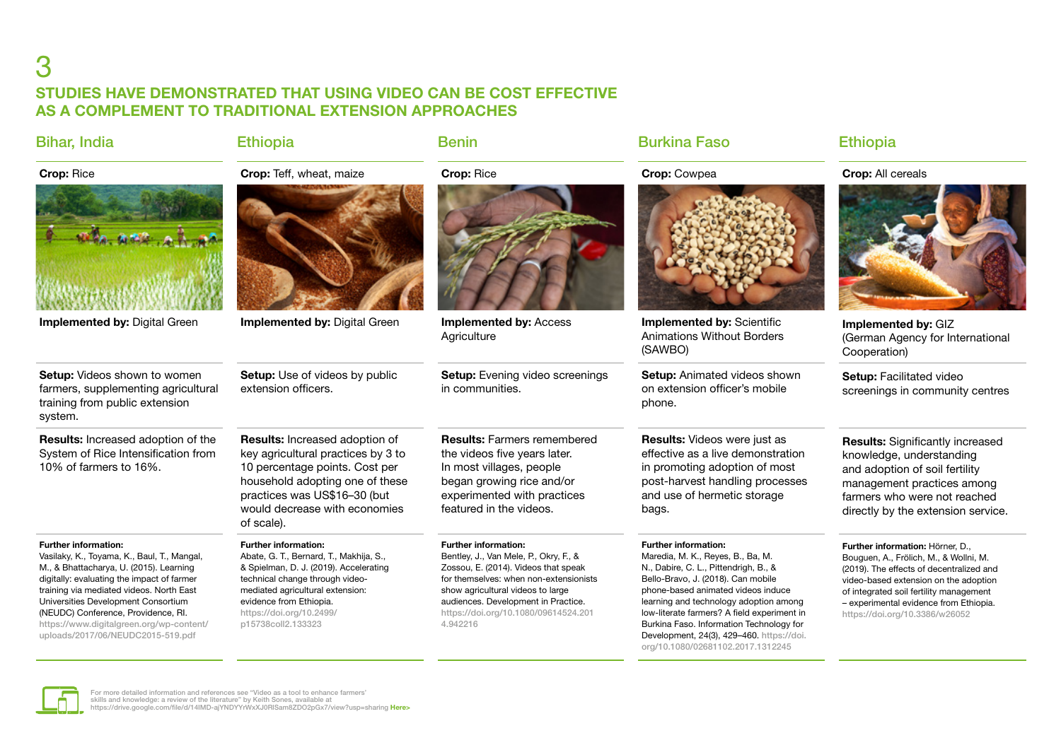# 3

## STUDIES HAVE DEMONSTRATED THAT USING VIDEO CAN BE COST EFFECTIVE AS A COMPLEMENT TO TRADITIONAL EXTENSION APPROACHES

### Bihar, India

**Crop:** Rice

**Implemented by:** Digital Green

**Setup:** Videos shown to women farmers, supplementing agricultural training from public extension system.

**Results:** Increased adoption of the System of Rice Intensification from 10% of farmers to 16%.

**Further information:**
Vasilaky, K., Toyama, K., Baul, T., Mangal, M., & Bhattacharya, U. (2015). Learning digitally: evaluating the impact of farmer training via mediated videos. North East Universities Development Consortium (NEUDC) Conference, Providence, RI. https://www.digitalgreen.org/wp-content/uploads/2017/06/NEUDC2015-519.pdf

### Ethiopia

**Crop:** Teff, wheat, maize

**Implemented by:** Digital Green

**Setup:** Use of videos by public extension officers.

**Results:** Increased adoption of key agricultural practices by 3 to 10 percentage points. Cost per household adopting one of these practices was US$16–30 (but would decrease with economies of scale).

**Further information:**
Abate, G. T., Bernard, T., Makhija, S., & Spielman, D. J. (2019). Accelerating technical change through video-mediated agricultural extension: evidence from Ethiopia. https://doi.org/10.2499/p15738coll2.133323

### Benin

**Crop:** Rice

**Implemented by:** Access Agriculture

**Setup:** Evening video screenings in communities.

**Results:** Farmers remembered the videos five years later. In most villages, people began growing rice and/or experimented with practices featured in the videos.

**Further information:**
Bentley, J., Van Mele, P., Okry, F., & Zossou, E. (2014). Videos that speak for themselves: when non-extensionists show agricultural videos to large audiences. Development in Practice. https://doi.org/10.1080/09614524.2014.942216

### Burkina Faso

**Crop:** Cowpea

**Implemented by:** Scientific Animations Without Borders (SAWBO)

**Setup:** Animated videos shown on extension officer's mobile phone.

**Results:** Videos were just as effective as a live demonstration in promoting adoption of most post-harvest handling processes and use of hermetic storage bags.

**Further information:**
Maredia, M. K., Reyes, B., Ba, M. N., Dabire, C. L., Pittendrigh, B., & Bello-Bravo, J. (2018). Can mobile phone-based animated videos induce learning and technology adoption among low-literate farmers? A field experiment in Burkina Faso. Information Technology for Development, 24(3), 429–460. https://doi.org/10.1080/02681102.2017.1312245

### Ethiopia

**Crop:** All cereals

**Implemented by:** GIZ (German Agency for International Cooperation)

**Setup:** Facilitated video screenings in community centres

**Results:** Significantly increased knowledge, understanding and adoption of soil fertility management practices among farmers who were not reached directly by the extension service.

**Further information:** Hörner, D., Bouguen, A., Frölich, M., & Wollni, M. (2019). The effects of decentralized and video-based extension on the adoption of integrated soil fertility management – experimental evidence from Ethiopia. https://doi.org/10.3386/w26052

For more detailed information and references see "Video as a tool to enhance farmers' skills and knowledge: a review of the literature" by Keith Sones, available at https://drive.google.com/file/d/14lMD-ajYNDYYrWxXJ0RlSam8ZDO2pGx7/view?usp=sharing Here>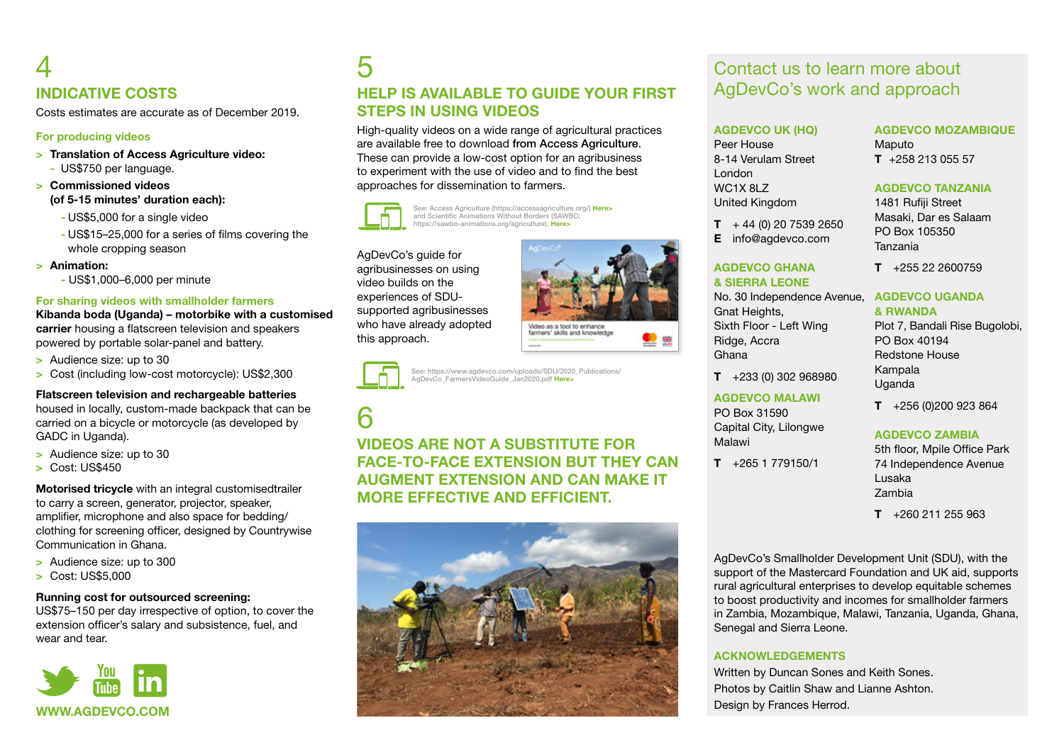## 4
## INDICATIVE COSTS

Costs estimates are accurate as of December 2019.

### For producing videos

> **Translation of Access Agriculture video:**
- US$750 per language.

> **Commissioned videos (of 5-15 minutes' duration each):**
- US$5,000 for a single video
- US$15–25,000 for a series of films covering the whole cropping season

> **Animation:**
- US$1,000–6,000 per minute

### For sharing videos with smallholder farmers

**Kibanda boda (Uganda) – motorbike with a customised carrier** housing a flatscreen television and speakers powered by portable solar-panel and battery.

> Audience size: up to 30
> Cost (including low-cost motorcycle): US$2,300

**Flatscreen television and rechargeable batteries** housed in locally, custom-made backpack that can be carried on a bicycle or motorcycle (as developed by GADC in Uganda).

> Audience size: up to 30
> Cost: US$450

**Motorised tricycle** with an integral customisedtrailer to carry a screen, generator, projector, speaker, amplifier, microphone and also space for bedding/clothing for screening officer, designed by Countrywise Communication in Ghana.

> Audience size: up to 300
> Cost: US$5,000

**Running cost for outsourced screening:**
US$75–150 per day irrespective of option, to cover the extension officer's salary and subsistence, fuel, and wear and tear.

WWW.AGDEVCO.COM

## 5
## HELP IS AVAILABLE TO GUIDE YOUR FIRST STEPS IN USING VIDEOS

High-quality videos on a wide range of agricultural practices are available free to download **from Access Agriculture**. These can provide a low-cost option for an agribusiness to experiment with the use of video and to find the best approaches for dissemination to farmers.

See: Access Agriculture (https://accessagriculture.org/) **Here>** and Scientific Animations Without Borders (SAWBO, https://sawbo-animations.org/agriculture). **Here>**

AgDevCo's guide for agribusinesses on using video builds on the experiences of SDU-supported agribusinesses who have already adopted this approach.

See: https://www.agdevco.com/uploads/SDU/2020_Publications/AgDevCo_FarmersVideoGuide_Jan2020.pdf **Here>**

## 6
## VIDEOS ARE NOT A SUBSTITUTE FOR FACE-TO-FACE EXTENSION BUT THEY CAN AUGMENT EXTENSION AND CAN MAKE IT MORE EFFECTIVE AND EFFICIENT.

## Contact us to learn more about AgDevCo's work and approach

**AGDEVCO UK (HQ)**
Peer House
8-14 Verulam Street
London
WC1X 8LZ
United Kingdom

**T** + 44 (0) 20 7539 2650
**E** info@agdevco.com

**AGDEVCO GHANA & SIERRA LEONE**
No. 30 Independence Avenue,
Gnat Heights,
Sixth Floor - Left Wing
Ridge, Accra
Ghana

**T** +233 (0) 302 968980

**AGDEVCO MALAWI**
PO Box 31590
Capital City, Lilongwe
Malawi

**T** +265 1 779150/1

**AGDEVCO MOZAMBIQUE**
Maputo
**T** +258 213 055 57

**AGDEVCO TANZANIA**
1481 Rufiji Street
Masaki, Dar es Salaam
PO Box 105350
Tanzania

**T** +255 22 2600759

**AGDEVCO UGANDA & RWANDA**
Plot 7, Bandali Rise Bugolobi,
PO Box 40194
Redstone House
Kampala
Uganda

**T** +256 (0)200 923 864

**AGDEVCO ZAMBIA**
5th floor, Mpile Office Park
74 Independence Avenue
Lusaka
Zambia

**T** +260 211 255 963

AgDevCo's Smallholder Development Unit (SDU), with the support of the Mastercard Foundation and UK aid, supports rural agricultural enterprises to develop equitable schemes to boost productivity and incomes for smallholder farmers in Zambia, Mozambique, Malawi, Tanzania, Uganda, Ghana, Senegal and Sierra Leone.

**ACKNOWLEDGEMENTS**
Written by Duncan Sones and Keith Sones.
Photos by Caitlin Shaw and Lianne Ashton.
Design by Frances Herrod.